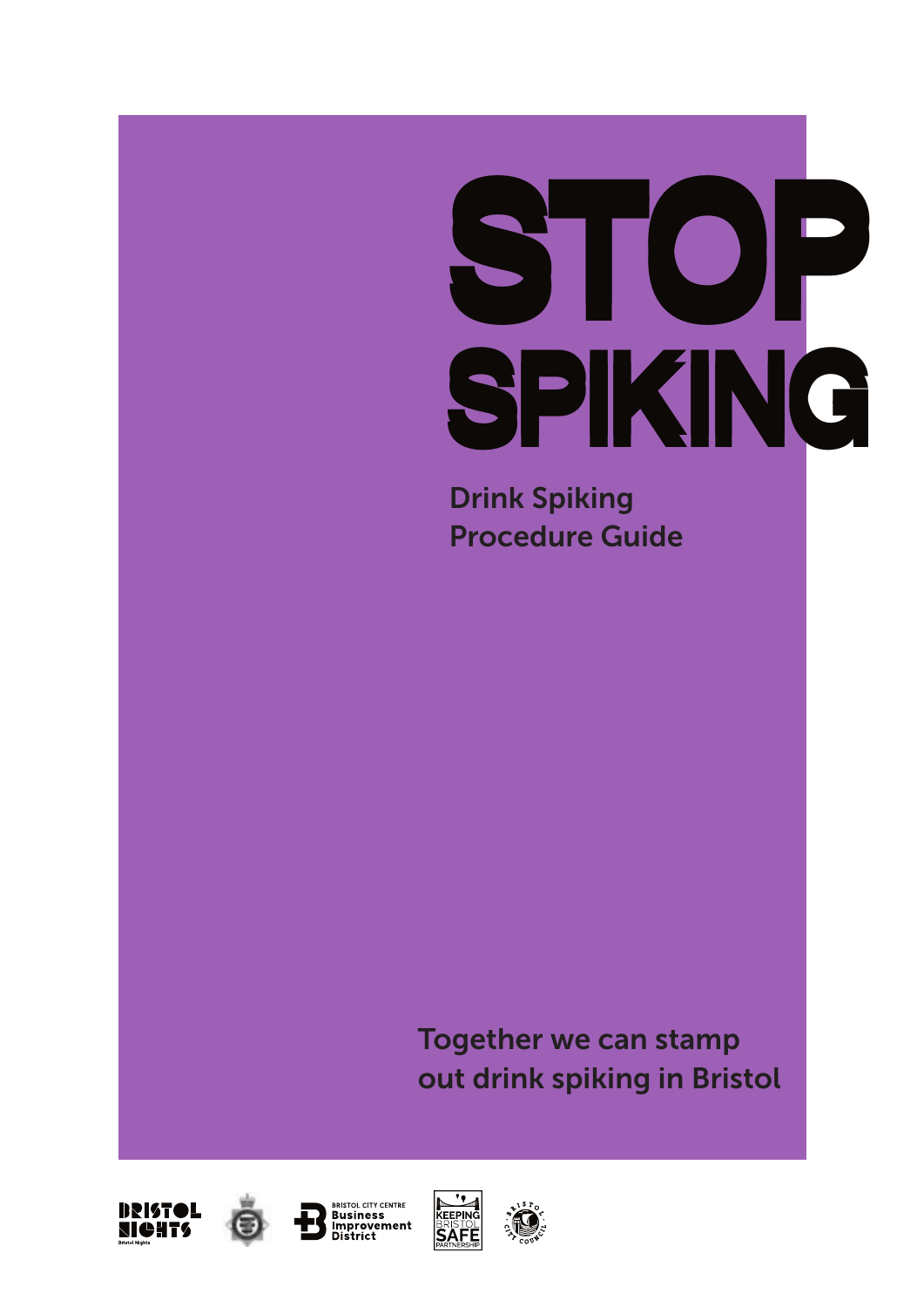# STOP SPIKING

## Drink Spiking Procedure Guide

Together we can stamp out drink spiking in Bristol

BRISTOL NIGHTS

Bristol Nights

BRISTOL CITY CENTRE Business Improvement District

KEEPING BRISTOL SAFE PARTNERSHIP

BRISTOL CITY COUNCIL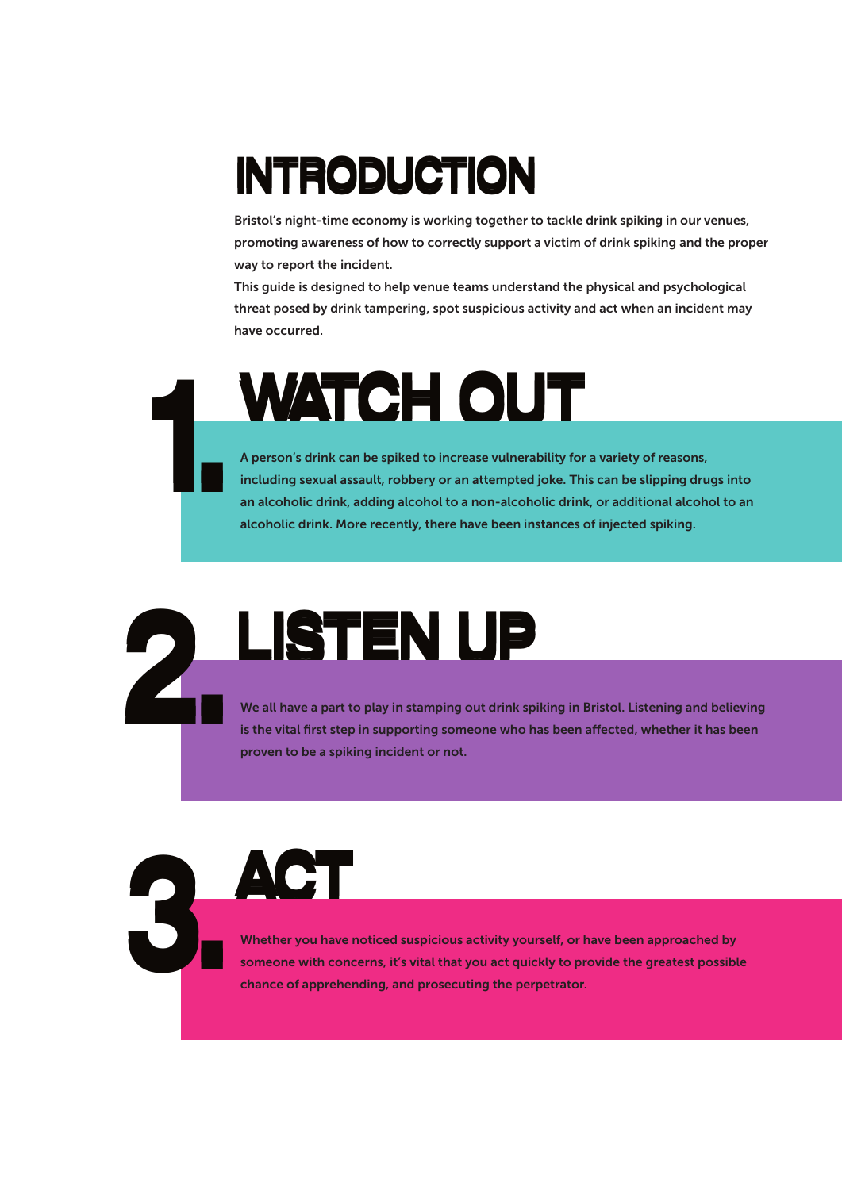# INTRODUCTION

Bristol's night-time economy is working together to tackle drink spiking in our venues, promoting awareness of how to correctly support a victim of drink spiking and the proper way to report the incident.

This guide is designed to help venue teams understand the physical and psychological threat posed by drink tampering, spot suspicious activity and act when an incident may have occurred.

## 1. WATCH OUT

A person's drink can be spiked to increase vulnerability for a variety of reasons, including sexual assault, robbery or an attempted joke. This can be slipping drugs into an alcoholic drink, adding alcohol to a non-alcoholic drink, or additional alcohol to an alcoholic drink. More recently, there have been instances of injected spiking.

## 2. LISTEN UP

We all have a part to play in stamping out drink spiking in Bristol. Listening and believing is the vital first step in supporting someone who has been affected, whether it has been proven to be a spiking incident or not.

## 3. ACT

Whether you have noticed suspicious activity yourself, or have been approached by someone with concerns, it's vital that you act quickly to provide the greatest possible chance of apprehending, and prosecuting the perpetrator.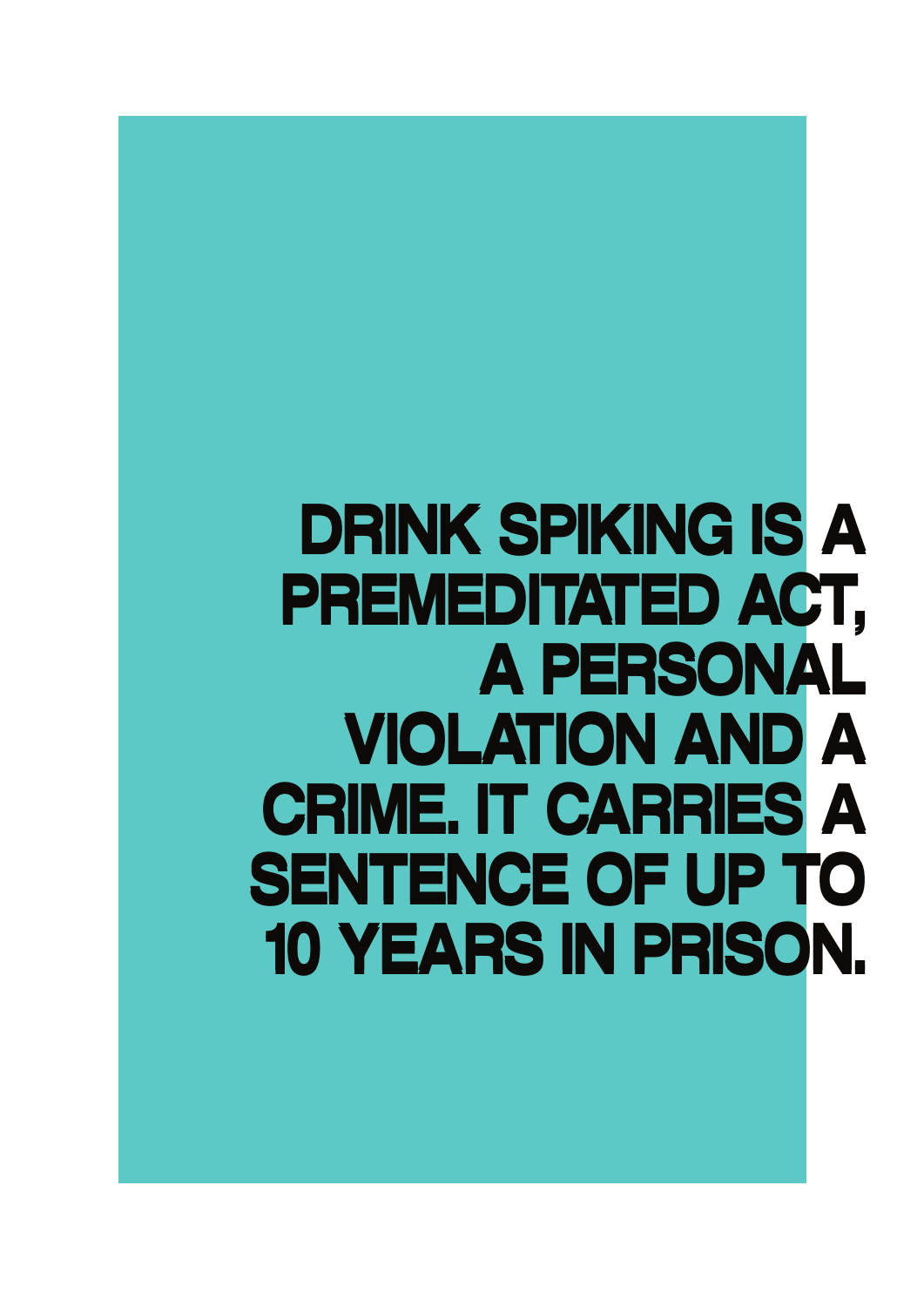# DRINK SPIKING IS A PREMEDITATED ACT, A PERSONAL VIOLATION AND A CRIME. IT CARRIES A SENTENCE OF UP TO 10 YEARS IN PRISON.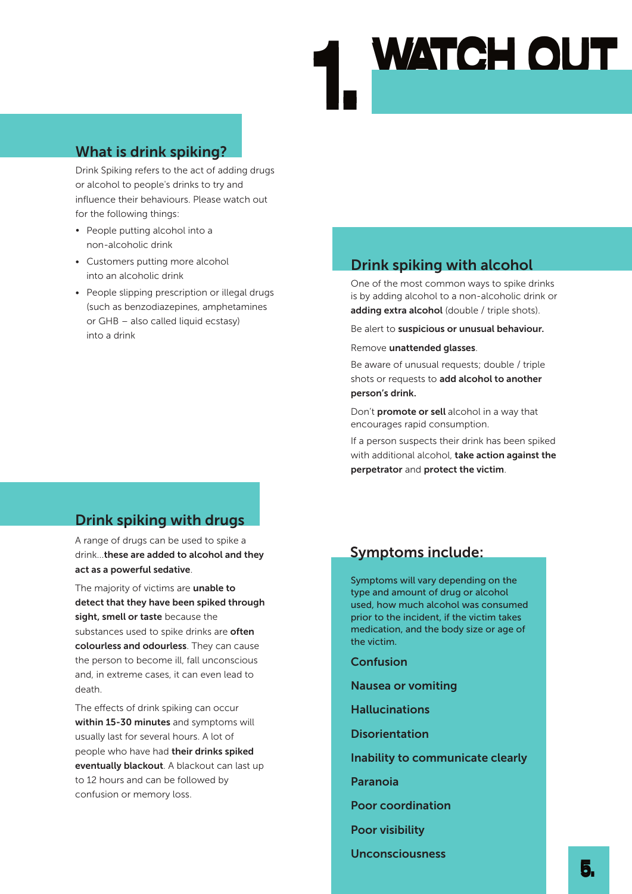# 1. WATCH OUT

## What is drink spiking?

Drink Spiking refers to the act of adding drugs or alcohol to people's drinks to try and influence their behaviours. Please watch out for the following things:

- People putting alcohol into a non-alcoholic drink
- Customers putting more alcohol into an alcoholic drink
- People slipping prescription or illegal drugs (such as benzodiazepines, amphetamines or GHB – also called liquid ecstasy) into a drink

## Drink spiking with alcohol

One of the most common ways to spike drinks is by adding alcohol to a non-alcoholic drink or **adding extra alcohol** (double / triple shots).

Be alert to **suspicious or unusual behaviour.**

Remove **unattended glasses**.

Be aware of unusual requests; double / triple shots or requests to **add alcohol to another person's drink.**

Don't **promote or sell** alcohol in a way that encourages rapid consumption.

If a person suspects their drink has been spiked with additional alcohol, **take action against the perpetrator** and **protect the victim**.

## Drink spiking with drugs

A range of drugs can be used to spike a drink...**these are added to alcohol and they act as a powerful sedative**.

The majority of victims are **unable to detect that they have been spiked through sight, smell or taste** because the substances used to spike drinks are **often colourless and odourless**. They can cause the person to become ill, fall unconscious and, in extreme cases, it can even lead to death.

The effects of drink spiking can occur **within 15-30 minutes** and symptoms will usually last for several hours. A lot of people who have had **their drinks spiked eventually blackout**. A blackout can last up to 12 hours and can be followed by confusion or memory loss.

## Symptoms include:

Symptoms will vary depending on the type and amount of drug or alcohol used, how much alcohol was consumed prior to the incident, if the victim takes medication, and the body size or age of the victim.

**Confusion**

**Nausea or vomiting**

**Hallucinations**

**Disorientation**

**Inability to communicate clearly**

**Paranoia**

**Poor coordination**

**Poor visibility**

**Unconsciousness**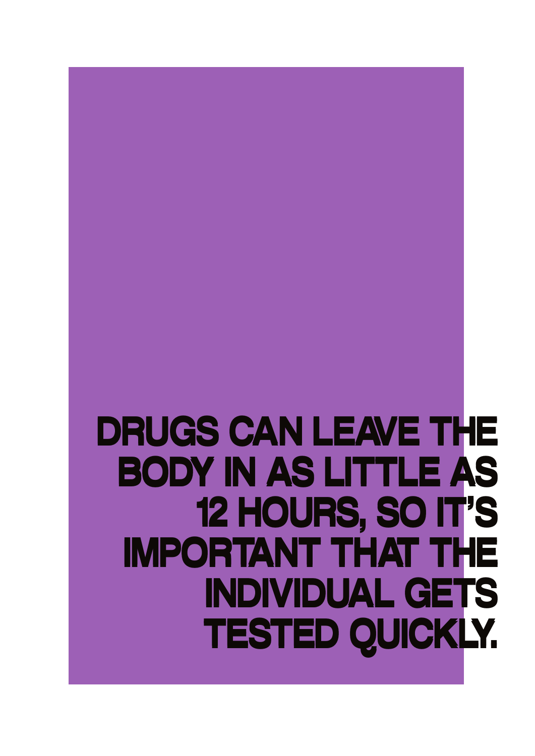# DRUGS CAN LEAVE THE BODY IN AS LITTLE AS 12 HOURS, SO IT'S IMPORTANT THAT THE INDIVIDUAL GETS TESTED QUICKLY.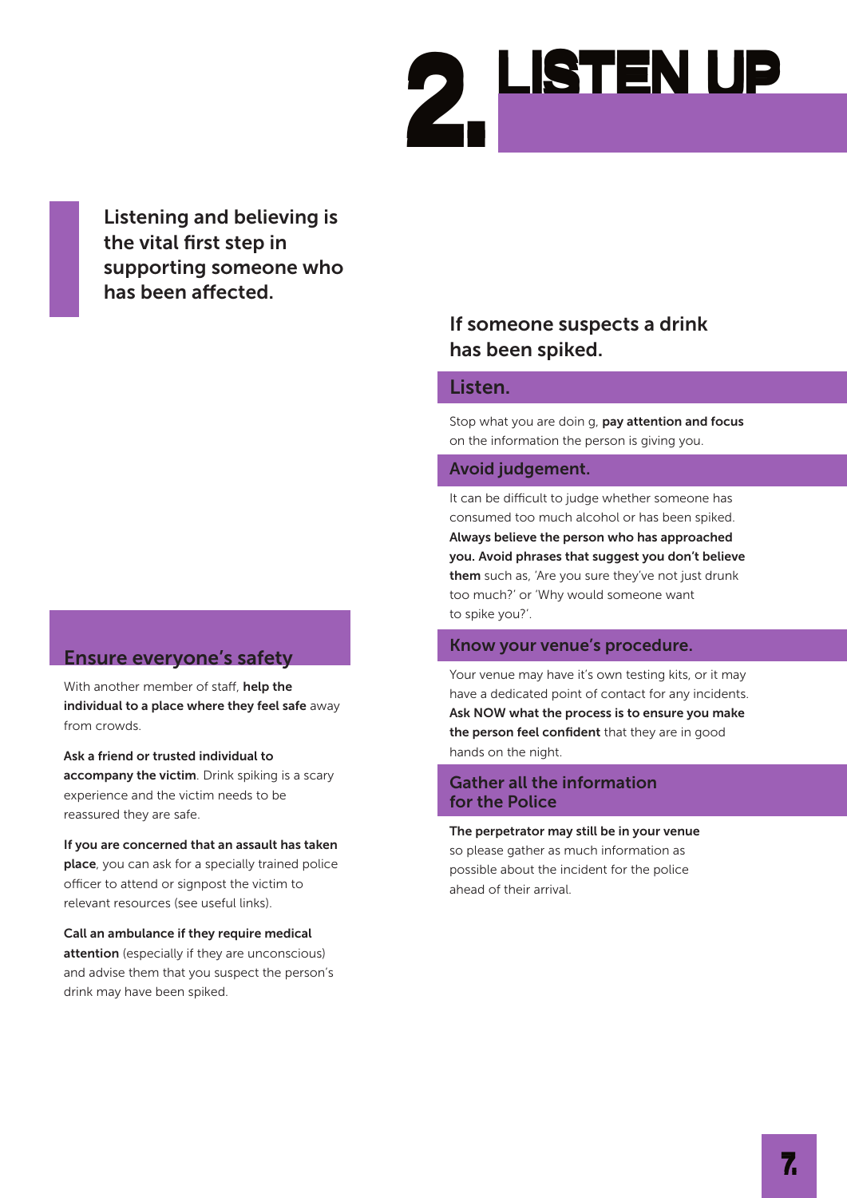# 2. LISTEN UP

**Listening and believing is the vital first step in supporting someone who has been affected.**

## If someone suspects a drink has been spiked.

### Listen.

Stop what you are doin g, **pay attention and focus** on the information the person is giving you.

### Avoid judgement.

It can be difficult to judge whether someone has consumed too much alcohol or has been spiked. **Always believe the person who has approached you. Avoid phrases that suggest you don't believe them** such as, 'Are you sure they've not just drunk too much?' or 'Why would someone want to spike you?'.

### Know your venue's procedure.

Your venue may have it's own testing kits, or it may have a dedicated point of contact for any incidents. **Ask NOW what the process is to ensure you make the person feel confident** that they are in good hands on the night.

### Gather all the information for the Police

**The perpetrator may still be in your venue** so please gather as much information as possible about the incident for the police ahead of their arrival.

### Ensure everyone's safety

With another member of staff, **help the individual to a place where they feel safe** away from crowds.

**Ask a friend or trusted individual to accompany the victim**. Drink spiking is a scary experience and the victim needs to be reassured they are safe.

**If you are concerned that an assault has taken place**, you can ask for a specially trained police officer to attend or signpost the victim to relevant resources (see useful links).

**Call an ambulance if they require medical attention** (especially if they are unconscious) and advise them that you suspect the person's drink may have been spiked.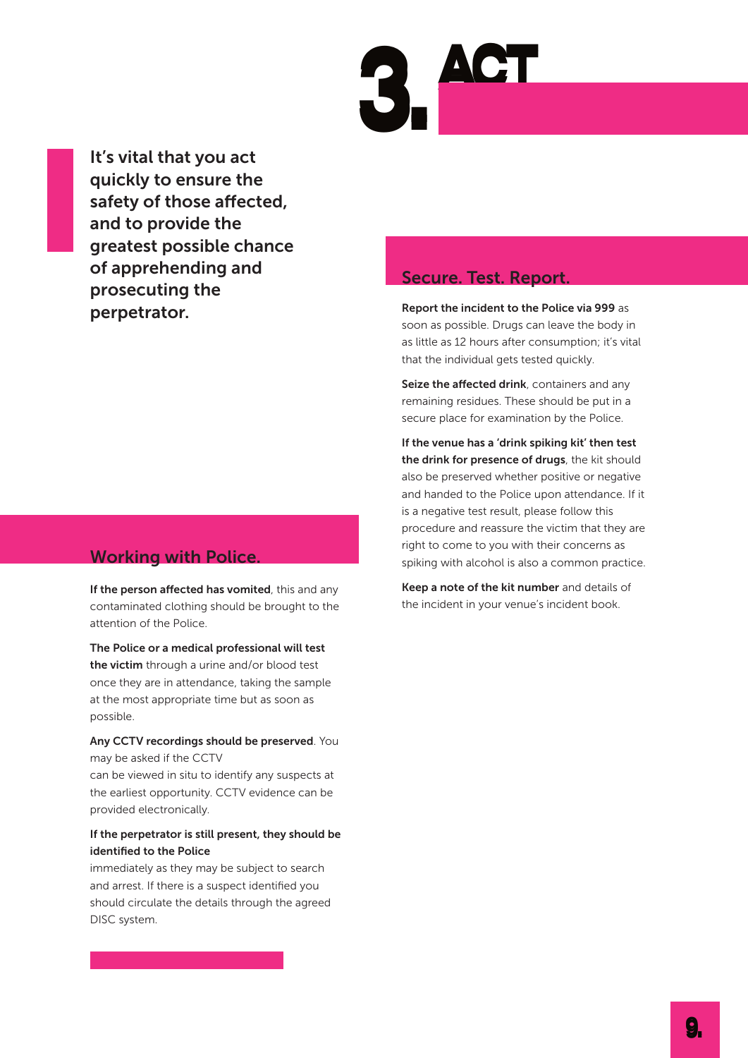# 3. ACT

**It's vital that you act quickly to ensure the safety of those affected, and to provide the greatest possible chance of apprehending and prosecuting the perpetrator.**

## Working with Police.

**If the person affected has vomited**, this and any contaminated clothing should be brought to the attention of the Police.

**The Police or a medical professional will test the victim** through a urine and/or blood test once they are in attendance, taking the sample at the most appropriate time but as soon as possible.

**Any CCTV recordings should be preserved**. You may be asked if the CCTV can be viewed in situ to identify any suspects at the earliest opportunity. CCTV evidence can be provided electronically.

**If the perpetrator is still present, they should be identified to the Police** immediately as they may be subject to search and arrest. If there is a suspect identified you should circulate the details through the agreed DISC system.

## Secure. Test. Report.

**Report the incident to the Police via 999** as soon as possible. Drugs can leave the body in as little as 12 hours after consumption; it's vital that the individual gets tested quickly.

**Seize the affected drink**, containers and any remaining residues. These should be put in a secure place for examination by the Police.

**If the venue has a 'drink spiking kit' then test the drink for presence of drugs**, the kit should also be preserved whether positive or negative and handed to the Police upon attendance. If it is a negative test result, please follow this procedure and reassure the victim that they are right to come to you with their concerns as spiking with alcohol is also a common practice.

**Keep a note of the kit number** and details of the incident in your venue's incident book.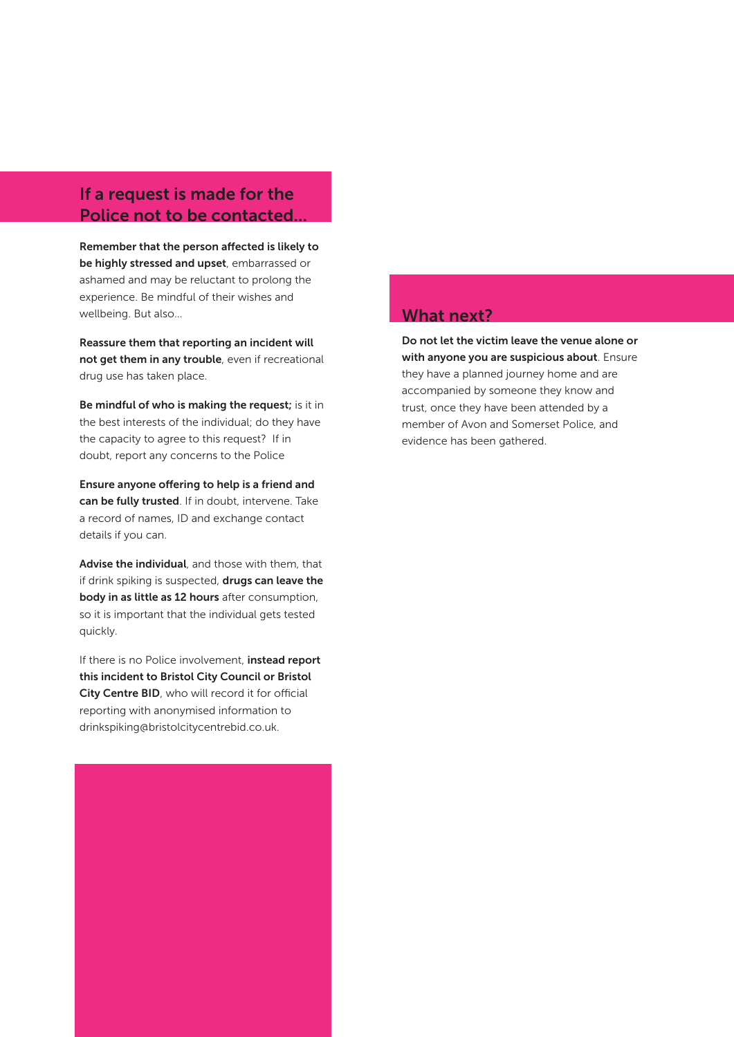## If a request is made for the Police not to be contacted…

**Remember that the person affected is likely to be highly stressed and upset**, embarrassed or ashamed and may be reluctant to prolong the experience. Be mindful of their wishes and wellbeing. But also…

**Reassure them that reporting an incident will not get them in any trouble**, even if recreational drug use has taken place.

**Be mindful of who is making the request;** is it in the best interests of the individual; do they have the capacity to agree to this request? If in doubt, report any concerns to the Police

**Ensure anyone offering to help is a friend and can be fully trusted**. If in doubt, intervene. Take a record of names, ID and exchange contact details if you can.

**Advise the individual**, and those with them, that if drink spiking is suspected, **drugs can leave the body in as little as 12 hours** after consumption, so it is important that the individual gets tested quickly.

If there is no Police involvement, **instead report this incident to Bristol City Council or Bristol City Centre BID**, who will record it for official reporting with anonymised information to drinkspiking@bristolcitycentrebid.co.uk.

## What next?

**Do not let the victim leave the venue alone or with anyone you are suspicious about**. Ensure they have a planned journey home and are accompanied by someone they know and trust, once they have been attended by a member of Avon and Somerset Police, and evidence has been gathered.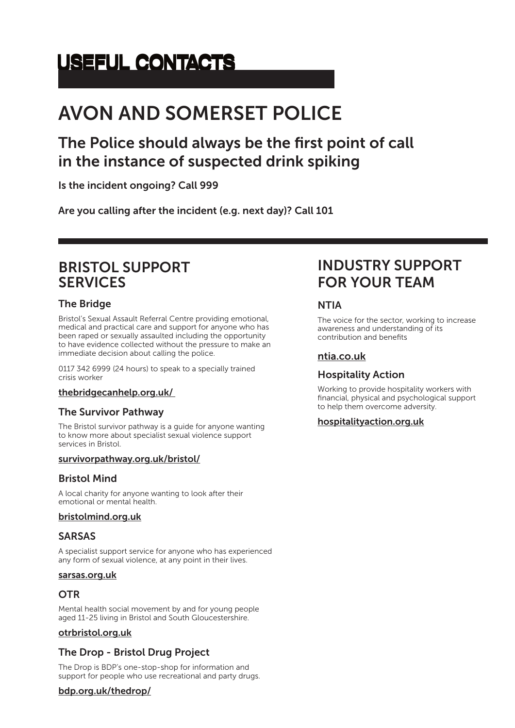# USEFUL CONTACTS

## AVON AND SOMERSET POLICE

### The Police should always be the first point of call in the instance of suspected drink spiking

Is the incident ongoing? Call 999

Are you calling after the incident (e.g. next day)? Call 101

## BRISTOL SUPPORT SERVICES

### The Bridge

Bristol's Sexual Assault Referral Centre providing emotional, medical and practical care and support for anyone who has been raped or sexually assaulted including the opportunity to have evidence collected without the pressure to make an immediate decision about calling the police.

0117 342 6999 (24 hours) to speak to a specially trained crisis worker

thebridgecanhelp.org.uk/

### The Survivor Pathway

The Bristol survivor pathway is a guide for anyone wanting to know more about specialist sexual violence support services in Bristol.

survivorpathway.org.uk/bristol/

### Bristol Mind

A local charity for anyone wanting to look after their emotional or mental health.

bristolmind.org.uk

### SARSAS

A specialist support service for anyone who has experienced any form of sexual violence, at any point in their lives.

sarsas.org.uk

### OTR

Mental health social movement by and for young people aged 11-25 living in Bristol and South Gloucestershire.

otrbristol.org.uk

### The Drop - Bristol Drug Project

The Drop is BDP's one-stop-shop for information and support for people who use recreational and party drugs.

bdp.org.uk/thedrop/

## INDUSTRY SUPPORT FOR YOUR TEAM

### NTIA

The voice for the sector, working to increase awareness and understanding of its contribution and benefits

ntia.co.uk

### Hospitality Action

Working to provide hospitality workers with financial, physical and psychological support to help them overcome adversity.

hospitalityaction.org.uk